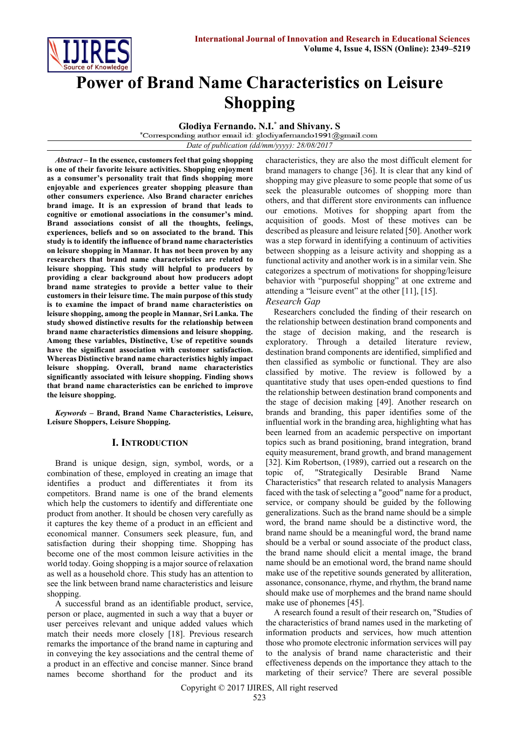# Power of Brand Name Characteristics on Leisure Shopping

**Glodiya Fernando. N.I.*** **and Shivany. S**

*Corresponding author email id: glodiyafernando1991@gmail.com

*Date of publication (dd/mm/yyyy): 28/08/2017*

***Abstract* – In the essence, customers feel that going shopping is one of their favorite leisure activities. Shopping enjoyment is as a consumer's personality trait that finds shopping more enjoyable and experiences greater shopping pleasure than other consumers experience. Also Brand character enriches brand image. It is an expression of brand that leads to cognitive or emotional associations in the consumer's mind. Brand associations consist of all the thoughts, feelings, experiences, beliefs and so on associated to the brand. This study is to identify the influence of brand name characteristics on leisure shopping in Mannar. It has not been proven by any researchers that brand name characteristics are related to leisure shopping. This study will helpful to producers by providing a clear background about how producers adopt brand name strategies to provide a better value to their customers in their leisure time. The main purpose of this study is to examine the impact of brand name characteristics on leisure shopping, among the people in Mannar, Sri Lanka. The study showed distinctive results for the relationship between brand name characteristics dimensions and leisure shopping. Among these variables, Distinctive, Use of repetitive sounds have the significant association with customer satisfaction. Whereas Distinctive brand name characteristics highly impact leisure shopping. Overall, brand name characteristics significantly associated with leisure shopping. Finding shows that brand name characteristics can be enriched to improve the leisure shopping.**

***Keywords* – Brand, Brand Name Characteristics, Leisure, Leisure Shoppers, Leisure Shopping.**

## I. Introduction

Brand is unique design, sign, symbol, words, or a combination of these, employed in creating an image that identifies a product and differentiates it from its competitors. Brand name is one of the brand elements which help the customers to identify and differentiate one product from another. It should be chosen very carefully as it captures the key theme of a product in an efficient and economical manner. Consumers seek pleasure, fun, and satisfaction during their shopping time. Shopping has become one of the most common leisure activities in the world today. Going shopping is a major source of relaxation as well as a household chore. This study has an attention to see the link between brand name characteristics and leisure shopping.

A successful brand as an identifiable product, service, person or place, augmented in such a way that a buyer or user perceives relevant and unique added values which match their needs more closely [18]. Previous research remarks the importance of the brand name in capturing and in conveying the key associations and the central theme of a product in an effective and concise manner. Since brand names become shorthand for the product and its characteristics, they are also the most difficult element for brand managers to change [36]. It is clear that any kind of shopping may give pleasure to some people that some of us seek the pleasurable outcomes of shopping more than others, and that different store environments can influence our emotions. Motives for shopping apart from the acquisition of goods. Most of these motives can be described as pleasure and leisure related [50]. Another work was a step forward in identifying a continuum of activities between shopping as a leisure activity and shopping as a functional activity and another work is in a similar vein. She categorizes a spectrum of motivations for shopping/leisure behavior with "purposeful shopping" at one extreme and attending a "leisure event" at the other [11], [15].

### *Research Gap*

Researchers concluded the finding of their research on the relationship between destination brand components and the stage of decision making, and the research is exploratory. Through a detailed literature review, destination brand components are identified, simplified and then classified as symbolic or functional. They are also classified by motive. The review is followed by a quantitative study that uses open-ended questions to find the relationship between destination brand components and the stage of decision making [49]. Another research on brands and branding, this paper identifies some of the influential work in the branding area, highlighting what has been learned from an academic perspective on important topics such as brand positioning, brand integration, brand equity measurement, brand growth, and brand management [32]. Kim Robertson, (1989), carried out a research on the topic of, "Strategically Desirable Brand Name Characteristics" that research related to analysis Managers faced with the task of selecting a "good" name for a product, service, or company should be guided by the following generalizations. Such as the brand name should be a simple word, the brand name should be a distinctive word, the brand name should be a meaningful word, the brand name should be a verbal or sound associate of the product class, the brand name should elicit a mental image, the brand name should be an emotional word, the brand name should make use of the repetitive sounds generated by alliteration, assonance, consonance, rhyme, and rhythm, the brand name should make use of morphemes and the brand name should make use of phonemes [45].

A research found a result of their research on, "Studies of the characteristics of brand names used in the marketing of information products and services, how much attention those who promote electronic information services will pay to the analysis of brand name characteristic and their effectiveness depends on the importance they attach to the marketing of their service? There are several possible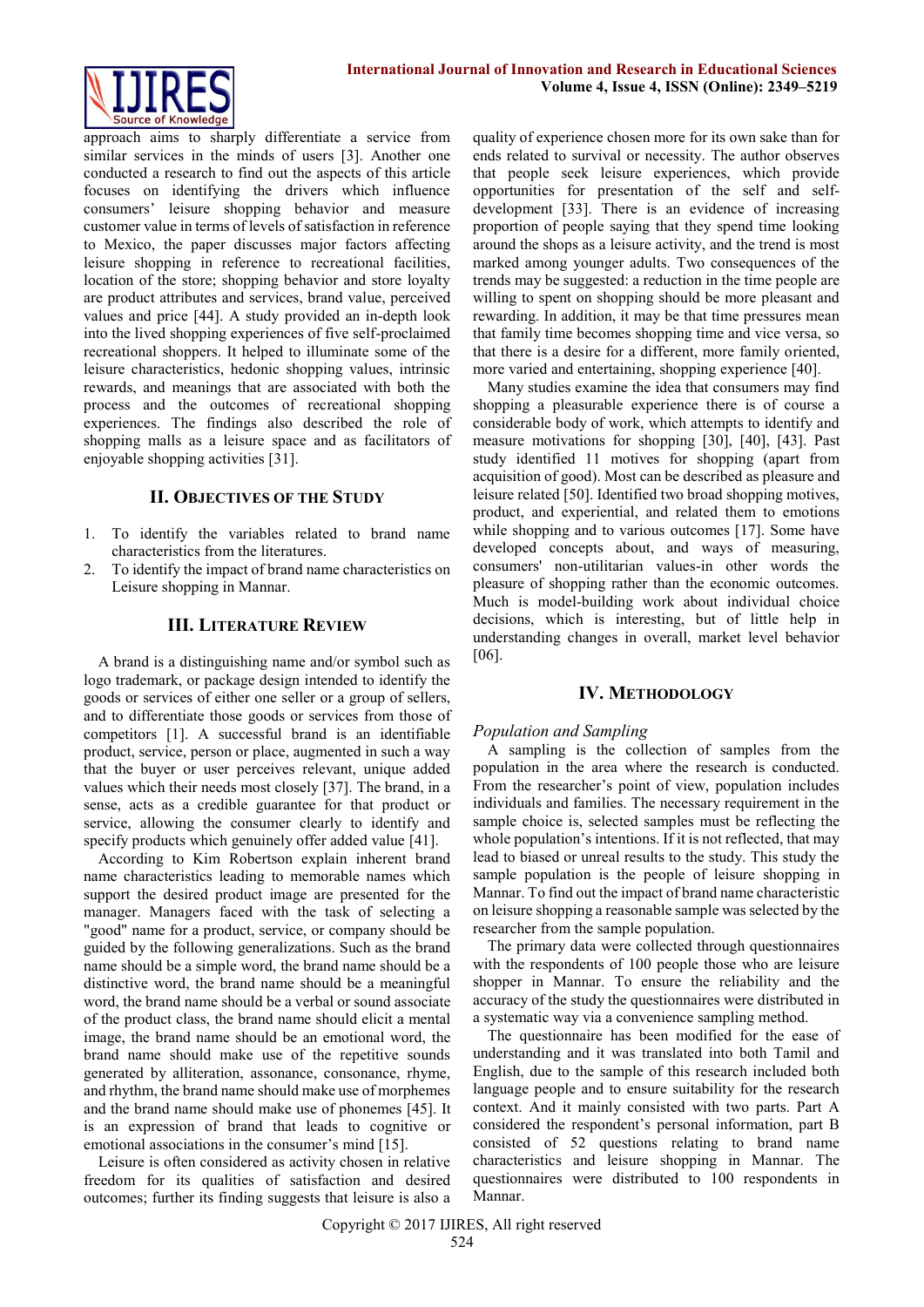approach aims to sharply differentiate a service from similar services in the minds of users [3]. Another one conducted a research to find out the aspects of this article focuses on identifying the drivers which influence consumers' leisure shopping behavior and measure customer value in terms of levels of satisfaction in reference to Mexico, the paper discusses major factors affecting leisure shopping in reference to recreational facilities, location of the store; shopping behavior and store loyalty are product attributes and services, brand value, perceived values and price [44]. A study provided an in-depth look into the lived shopping experiences of five self-proclaimed recreational shoppers. It helped to illuminate some of the leisure characteristics, hedonic shopping values, intrinsic rewards, and meanings that are associated with both the process and the outcomes of recreational shopping experiences. The findings also described the role of shopping malls as a leisure space and as facilitators of enjoyable shopping activities [31].

## II. Objectives of the Study

1. To identify the variables related to brand name characteristics from the literatures.
2. To identify the impact of brand name characteristics on Leisure shopping in Mannar.

## III. Literature Review

A brand is a distinguishing name and/or symbol such as logo trademark, or package design intended to identify the goods or services of either one seller or a group of sellers, and to differentiate those goods or services from those of competitors [1]. A successful brand is an identifiable product, service, person or place, augmented in such a way that the buyer or user perceives relevant, unique added values which their needs most closely [37]. The brand, in a sense, acts as a credible guarantee for that product or service, allowing the consumer clearly to identify and specify products which genuinely offer added value [41].

According to Kim Robertson explain inherent brand name characteristics leading to memorable names which support the desired product image are presented for the manager. Managers faced with the task of selecting a "good" name for a product, service, or company should be guided by the following generalizations. Such as the brand name should be a simple word, the brand name should be a distinctive word, the brand name should be a meaningful word, the brand name should be a verbal or sound associate of the product class, the brand name should elicit a mental image, the brand name should be an emotional word, the brand name should make use of the repetitive sounds generated by alliteration, assonance, consonance, rhyme, and rhythm, the brand name should make use of morphemes and the brand name should make use of phonemes [45]. It is an expression of brand that leads to cognitive or emotional associations in the consumer's mind [15].

Leisure is often considered as activity chosen in relative freedom for its qualities of satisfaction and desired outcomes; further its finding suggests that leisure is also a quality of experience chosen more for its own sake than for ends related to survival or necessity. The author observes that people seek leisure experiences, which provide opportunities for presentation of the self and self-development [33]. There is an evidence of increasing proportion of people saying that they spend time looking around the shops as a leisure activity, and the trend is most marked among younger adults. Two consequences of the trends may be suggested: a reduction in the time people are willing to spent on shopping should be more pleasant and rewarding. In addition, it may be that time pressures mean that family time becomes shopping time and vice versa, so that there is a desire for a different, more family oriented, more varied and entertaining, shopping experience [40].

Many studies examine the idea that consumers may find shopping a pleasurable experience there is of course a considerable body of work, which attempts to identify and measure motivations for shopping [30], [40], [43]. Past study identified 11 motives for shopping (apart from acquisition of good). Most can be described as pleasure and leisure related [50]. Identified two broad shopping motives, product, and experiential, and related them to emotions while shopping and to various outcomes [17]. Some have developed concepts about, and ways of measuring, consumers' non-utilitarian values-in other words the pleasure of shopping rather than the economic outcomes. Much is model-building work about individual choice decisions, which is interesting, but of little help in understanding changes in overall, market level behavior [06].

## IV. Methodology

*Population and Sampling*

A sampling is the collection of samples from the population in the area where the research is conducted. From the researcher's point of view, population includes individuals and families. The necessary requirement in the sample choice is, selected samples must be reflecting the whole population's intentions. If it is not reflected, that may lead to biased or unreal results to the study. This study the sample population is the people of leisure shopping in Mannar. To find out the impact of brand name characteristic on leisure shopping a reasonable sample was selected by the researcher from the sample population.

The primary data were collected through questionnaires with the respondents of 100 people those who are leisure shopper in Mannar. To ensure the reliability and the accuracy of the study the questionnaires were distributed in a systematic way via a convenience sampling method.

The questionnaire has been modified for the ease of understanding and it was translated into both Tamil and English, due to the sample of this research included both language people and to ensure suitability for the research context. And it mainly consisted with two parts. Part A considered the respondent's personal information, part B consisted of 52 questions relating to brand name characteristics and leisure shopping in Mannar. The questionnaires were distributed to 100 respondents in Mannar.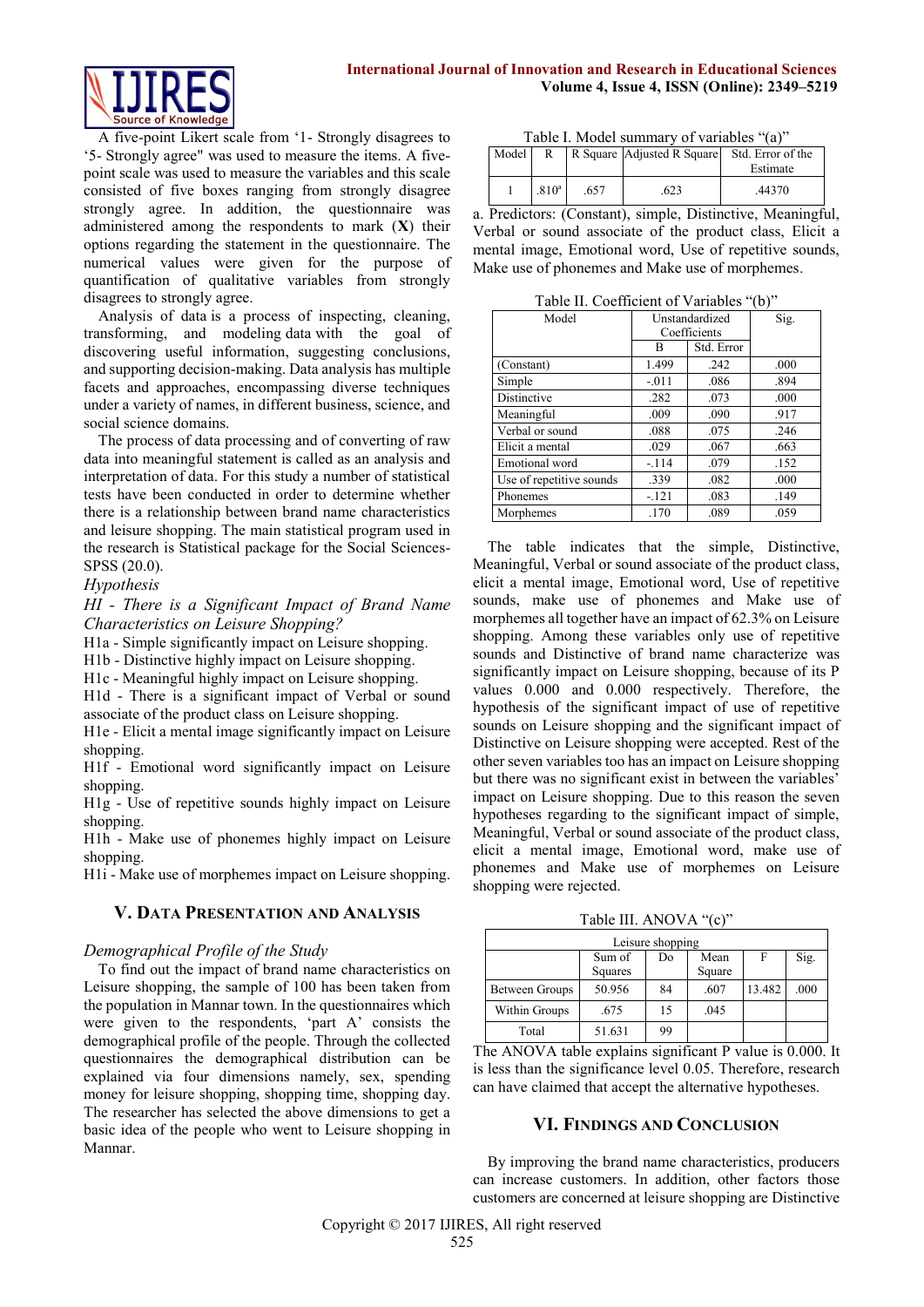A five-point Likert scale from '1- Strongly disagrees to '5- Strongly agree" was used to measure the items. A five-point scale was used to measure the variables and this scale consisted of five boxes ranging from strongly disagree strongly agree. In addition, the questionnaire was administered among the respondents to mark (**X**) their options regarding the statement in the questionnaire. The numerical values were given for the purpose of quantification of qualitative variables from strongly disagrees to strongly agree.

Analysis of data is a process of inspecting, cleaning, transforming, and modeling data with the goal of discovering useful information, suggesting conclusions, and supporting decision-making. Data analysis has multiple facets and approaches, encompassing diverse techniques under a variety of names, in different business, science, and social science domains.

The process of data processing and of converting of raw data into meaningful statement is called as an analysis and interpretation of data. For this study a number of statistical tests have been conducted in order to determine whether there is a relationship between brand name characteristics and leisure shopping. The main statistical program used in the research is Statistical package for the Social Sciences-SPSS (20.0).

*Hypothesis*

*HI - There is a Significant Impact of Brand Name Characteristics on Leisure Shopping?*

H1a - Simple significantly impact on Leisure shopping.
H1b - Distinctive highly impact on Leisure shopping.
H1c - Meaningful highly impact on Leisure shopping.
H1d - There is a significant impact of Verbal or sound associate of the product class on Leisure shopping.
H1e - Elicit a mental image significantly impact on Leisure shopping.
H1f - Emotional word significantly impact on Leisure shopping.
H1g - Use of repetitive sounds highly impact on Leisure shopping.
H1h - Make use of phonemes highly impact on Leisure shopping.
H1i - Make use of morphemes impact on Leisure shopping.

## V. Data Presentation and Analysis

### *Demographical Profile of the Study*

To find out the impact of brand name characteristics on Leisure shopping, the sample of 100 has been taken from the population in Mannar town. In the questionnaires which were given to the respondents, 'part A' consists the demographical profile of the people. Through the collected questionnaires the demographical distribution can be explained via four dimensions namely, sex, spending money for leisure shopping, shopping time, shopping day. The researcher has selected the above dimensions to get a basic idea of the people who went to Leisure shopping in Mannar.

Table I. Model summary of variables "(a)"

| Model | R | R Square | Adjusted R Square | Std. Error of the Estimate |
|---|---|---|---|---|
| 1 | .810[a] | .657 | .623 | .44370 |

a. Predictors: (Constant), simple, Distinctive, Meaningful, Verbal or sound associate of the product class, Elicit a mental image, Emotional word, Use of repetitive sounds, Make use of phonemes and Make use of morphemes.

Table II. Coefficient of Variables "(b)"

| Model | Unstandardized Coefficients | | Sig. |
|---|---|---|---|
| | B | Std. Error | |
| (Constant) | 1.499 | .242 | .000 |
| Simple | -.011 | .086 | .894 |
| Distinctive | .282 | .073 | .000 |
| Meaningful | .009 | .090 | .917 |
| Verbal or sound | .088 | .075 | .246 |
| Elicit a mental | .029 | .067 | .663 |
| Emotional word | -.114 | .079 | .152 |
| Use of repetitive sounds | .339 | .082 | .000 |
| Phonemes | -.121 | .083 | .149 |
| Morphemes | .170 | .089 | .059 |

The table indicates that the simple, Distinctive, Meaningful, Verbal or sound associate of the product class, elicit a mental image, Emotional word, Use of repetitive sounds, make use of phonemes and Make use of morphemes all together have an impact of 62.3% on Leisure shopping. Among these variables only use of repetitive sounds and Distinctive of brand name characterize was significantly impact on Leisure shopping, because of its P values 0.000 and 0.000 respectively. Therefore, the hypothesis of the significant impact of use of repetitive sounds on Leisure shopping and the significant impact of Distinctive on Leisure shopping were accepted. Rest of the other seven variables too has an impact on Leisure shopping but there was no significant exist in between the variables' impact on Leisure shopping. Due to this reason the seven hypotheses regarding to the significant impact of simple, Meaningful, Verbal or sound associate of the product class, elicit a mental image, Emotional word, make use of phonemes and Make use of morphemes on Leisure shopping were rejected.

Table III. ANOVA "(c)"

| Leisure shopping | | | | | |
|---|---|---|---|---|---|
| | Sum of Squares | Do | Mean Square | F | Sig. |
| Between Groups | 50.956 | 84 | .607 | 13.482 | .000 |
| Within Groups | .675 | 15 | .045 | | |
| Total | 51.631 | 99 | | | |

The ANOVA table explains significant P value is 0.000. It is less than the significance level 0.05. Therefore, research can have claimed that accept the alternative hypotheses.

## VI. Findings and Conclusion

By improving the brand name characteristics, producers can increase customers. In addition, other factors those customers are concerned at leisure shopping are Distinctive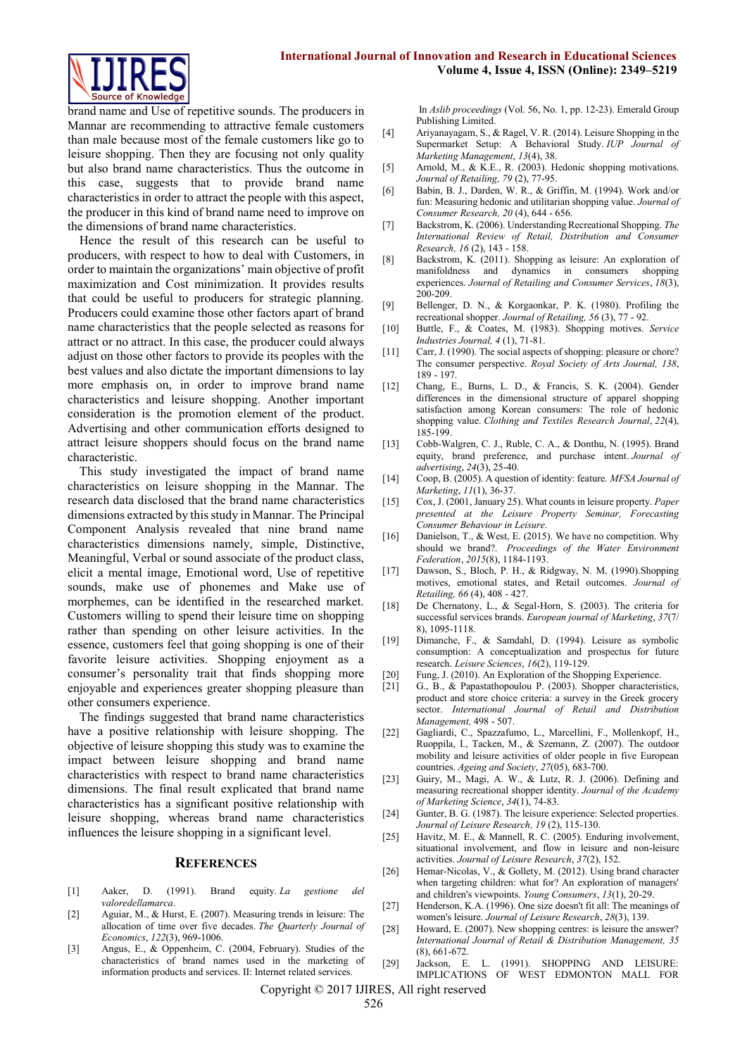brand name and Use of repetitive sounds. The producers in Mannar are recommending to attractive female customers than male because most of the female customers like go to leisure shopping. Then they are focusing not only quality but also brand name characteristics. Thus the outcome in this case, suggests that to provide brand name characteristics in order to attract the people with this aspect, the producer in this kind of brand name need to improve on the dimensions of brand name characteristics.

Hence the result of this research can be useful to producers, with respect to how to deal with Customers, in order to maintain the organizations' main objective of profit maximization and Cost minimization. It provides results that could be useful to producers for strategic planning. Producers could examine those other factors apart of brand name characteristics that the people selected as reasons for attract or no attract. In this case, the producer could always adjust on those other factors to provide its peoples with the best values and also dictate the important dimensions to lay more emphasis on, in order to improve brand name characteristics and leisure shopping. Another important consideration is the promotion element of the product. Advertising and other communication efforts designed to attract leisure shoppers should focus on the brand name characteristic.

This study investigated the impact of brand name characteristics on leisure shopping in the Mannar. The research data disclosed that the brand name characteristics dimensions extracted by this study in Mannar. The Principal Component Analysis revealed that nine brand name characteristics dimensions namely, simple, Distinctive, Meaningful, Verbal or sound associate of the product class, elicit a mental image, Emotional word, Use of repetitive sounds, make use of phonemes and Make use of morphemes, can be identified in the researched market. Customers willing to spend their leisure time on shopping rather than spending on other leisure activities. In the essence, customers feel that going shopping is one of their favorite leisure activities. Shopping enjoyment as a consumer's personality trait that finds shopping more enjoyable and experiences greater shopping pleasure than other consumers experience.

The findings suggested that brand name characteristics have a positive relationship with leisure shopping. The objective of leisure shopping this study was to examine the impact between leisure shopping and brand name characteristics with respect to brand name characteristics dimensions. The final result explicated that brand name characteristics has a significant positive relationship with leisure shopping, whereas brand name characteristics influences the leisure shopping in a significant level.

## References

[1] Aaker, D. (1991). Brand equity. *La gestione del valoredellamarca*.

[2] Aguiar, M., & Hurst, E. (2007). Measuring trends in leisure: The allocation of time over five decades. *The Quarterly Journal of Economics*, *122*(3), 969-1006.

[3] Angus, E., & Oppenheim, C. (2004, February). Studies of the characteristics of brand names used in the marketing of information products and services. II: Internet related services. In *Aslib proceedings* (Vol. 56, No. 1, pp. 12-23). Emerald Group Publishing Limited.

[4] Ariyanayagam, S., & Ragel, V. R. (2014). Leisure Shopping in the Supermarket Setup: A Behavioral Study. *IUP Journal of Marketing Management*, *13*(4), 38.

[5] Arnold, M., & K.E., R. (2003). Hedonic shopping motivations. *Journal of Retailing, 79* (2), 77-95.

[6] Babin, B. J., Darden, W. R., & Griffin, M. (1994). Work and/or fun: Measuring hedonic and utilitarian shopping value. *Journal of Consumer Research, 20* (4), 644 - 656.

[7] Backstrom, K. (2006). Understanding Recreational Shopping. *The International Review of Retail, Distribution and Consumer Research, 16* (2), 143 - 158.

[8] Backstrom, K. (2011). Shopping as leisure: An exploration of manifoldness and dynamics in consumers shopping experiences. *Journal of Retailing and Consumer Services*, *18*(3), 200-209.

[9] Bellenger, D. N., & Korgaonkar, P. K. (1980). Profiling the recreational shopper. *Journal of Retailing, 56* (3), 77 - 92.

[10] Buttle, F., & Coates, M. (1983). Shopping motives. *Service Industries Journal, 4* (1), 71-81.

[11] Carr, J. (1990). The social aspects of shopping: pleasure or chore? The consumer perspective. *Royal Society of Arts Journal, 138*, 189 - 197.

[12] Chang, E., Burns, L. D., & Francis, S. K. (2004). Gender differences in the dimensional structure of apparel shopping satisfaction among Korean consumers: The role of hedonic shopping value. *Clothing and Textiles Research Journal*, *22*(4), 185-199.

[13] Cobb-Walgren, C. J., Ruble, C. A., & Donthu, N. (1995). Brand equity, brand preference, and purchase intent. *Journal of advertising*, *24*(3), 25-40.

[14] Coop, B. (2005). A question of identity: feature. *MFSA Journal of Marketing*, *11*(1), 36-37.

[15] Cox, J. (2001, January 25). What counts in leisure property. *Paper presented at the Leisure Property Seminar, Forecasting Consumer Behaviour in Leisure*.

[16] Danielson, T., & West, E. (2015). We have no competition. Why should we brand?. *Proceedings of the Water Environment Federation*, *2015*(8), 1184-1193.

[17] Dawson, S., Bloch, P. H., & Ridgway, N. M. (1990).Shopping motives, emotional states, and Retail outcomes. *Journal of Retailing, 66* (4), 408 - 427.

[18] De Chernatony, L., & Segal-Horn, S. (2003). The criteria for successful services brands. *European journal of Marketing*, *37*(7/8), 1095-1118.

[19] Dimanche, F., & Samdahl, D. (1994). Leisure as symbolic consumption: A conceptualization and prospectus for future research. *Leisure Sciences*, *16*(2), 119-129.

[20] Fung, J. (2010). An Exploration of the Shopping Experience.

[21] G., B., & Papastathopoulou P. (2003). Shopper characteristics, product and store choice criteria: a survey in the Greek grocery sector. *International Journal of Retail and Distribution Management,* 498 - 507.

[22] Gagliardi, C., Spazzafumo, L., Marcellini, F., Mollenkopf, H., Ruoppila, I., Tacken, M., & Szemann, Z. (2007). The outdoor mobility and leisure activities of older people in five European countries. *Ageing and Society*, *27*(05), 683-700.

[23] Guiry, M., Magi, A. W., & Lutz, R. J. (2006). Defining and measuring recreational shopper identity. *Journal of the Academy of Marketing Science*, *34*(1), 74-83.

[24] Gunter, B. G. (1987). The leisure experience: Selected properties. *Journal of Leisure Research, 19* (2), 115-130.

[25] Havitz, M. E., & Mannell, R. C. (2005). Enduring involvement, situational involvement, and flow in leisure and non-leisure activities. *Journal of Leisure Research*, *37*(2), 152.

[26] Hemar-Nicolas, V., & Gollety, M. (2012). Using brand character when targeting children: what for? An exploration of managers' and children's viewpoints. *Young Consumers*, *13*(1), 20-29.

[27] Henderson, K.A. (1996). One size doesn't fit all: The meanings of women's leisure. *Journal of Leisure Research*, *28*(3), 139.

[28] Howard, E. (2007). New shopping centres: is leisure the answer? *International Journal of Retail & Distribution Management, 35* (8), 661-672.

[29] Jackson, E. L. (1991). SHOPPING AND LEISURE: IMPLICATIONS OF WEST EDMONTON MALL FOR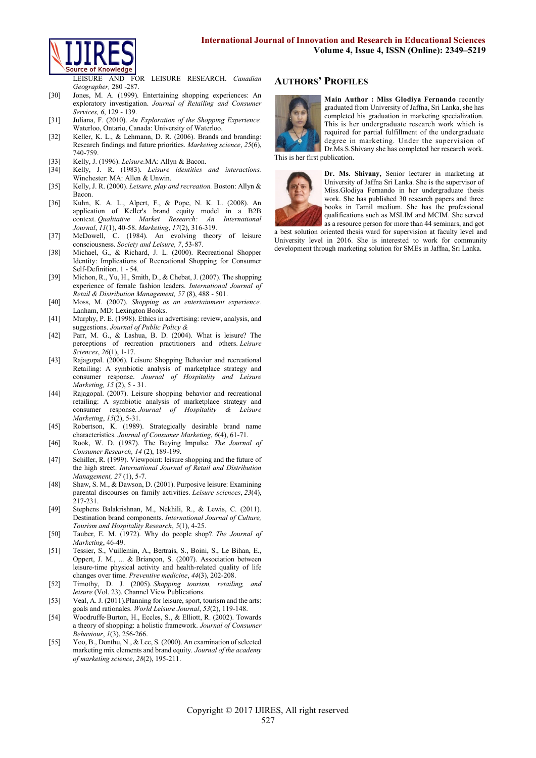LEISURE AND FOR LEISURE RESEARCH. *Canadian Geographer,* 280 -287.

[30] Jones, M. A. (1999). Entertaining shopping experiences: An exploratory investigation. *Journal of Retailing and Consumer Services, 6*, 129 - 139.

[31] Juliana, F. (2010). *An Exploration of the Shopping Experience.* Waterloo, Ontario, Canada: University of Waterloo.

[32] Keller, K. L., & Lehmann, D. R. (2006). Brands and branding: Research findings and future priorities. *Marketing science*, *25*(6), 740-759.

[33] Kelly, J. (1996). *Leisure.*MA: Allyn & Bacon.

[34] Kelly, J. R. (1983). *Leisure identities and interactions.* Winchester: MA: Allen & Unwin.

[35] Kelly, J. R. (2000). *Leisure, play and recreation.* Boston: Allyn & Bacon.

[36] Kuhn, K. A. L., Alpert, F., & Pope, N. K. L. (2008). An application of Keller's brand equity model in a B2B context. *Qualitative Market Research: An International Journal*, *11*(1), 40-58. *Marketing*, *17*(2), 316-319.

[37] McDowell, C. (1984). An evolving theory of leisure consciousness. *Society and Leisure, 7*, 53-87.

[38] Michael, G., & Richard, J. L. (2000). Recreational Shopper Identity: Implications of Recreational Shopping for Consumer Self-Definition. 1 - 54.

[39] Michon, R., Yu, H., Smith, D., & Chebat, J. (2007). The shopping experience of female fashion leaders. *International Journal of Retail & Distribution Management, 57* (8), 488 - 501.

[40] Moss, M. (2007). *Shopping as an entertainment experience.* Lanham, MD: Lexington Books.

[41] Murphy, P. E. (1998). Ethics in advertising: review, analysis, and suggestions. *Journal of Public Policy &*

[42] Parr, M. G., & Lashua, B. D. (2004). What is leisure? The perceptions of recreation practitioners and others. *Leisure Sciences*, *26*(1), 1-17.

[43] Rajagopal. (2006). Leisure Shopping Behavior and recreational Retailing: A symbiotic analysis of marketplace strategy and consumer response. *Journal of Hospitality and Leisure Marketing, 15* (2), 5 - 31.

[44] Rajagopal. (2007). Leisure shopping behavior and recreational retailing: A symbiotic analysis of marketplace strategy and consumer response. *Journal of Hospitality & Leisure Marketing*, *15*(2), 5-31.

[45] Robertson, K. (1989). Strategically desirable brand name characteristics. *Journal of Consumer Marketing*, *6*(4), 61-71.

[46] Rook, W. D. (1987). The Buying Impulse. *The Journal of Consumer Research, 14* (2), 189-199.

[47] Schiller, R. (1999). Viewpoint: leisure shopping and the future of the high street. *International Journal of Retail and Distribution Management, 27* (1), 5-7.

[48] Shaw, S. M., & Dawson, D. (2001). Purposive leisure: Examining parental discourses on family activities. *Leisure sciences*, *23*(4), 217-231.

[49] Stephens Balakrishnan, M., Nekhili, R., & Lewis, C. (2011). Destination brand components. *International Journal of Culture, Tourism and Hospitality Research*, *5*(1), 4-25.

[50] Tauber, E. M. (1972). Why do people shop?. *The Journal of Marketing*, 46-49.

[51] Tessier, S., Vuillemin, A., Bertrais, S., Boini, S., Le Bihan, E., Oppert, J. M., ... & Briançon, S. (2007). Association between leisure-time physical activity and health-related quality of life changes over time. *Preventive medicine*, *44*(3), 202-208.

[52] Timothy, D. J. (2005). *Shopping tourism, retailing, and leisure* (Vol. 23). Channel View Publications.

[53] Veal, A. J. (2011).Planning for leisure, sport, tourism and the arts: goals and rationales. *World Leisure Journal*, *53*(2), 119-148.

[54] Woodruffe-Burton, H., Eccles, S., & Elliott, R. (2002). Towards a theory of shopping: a holistic framework. *Journal of Consumer Behaviour*, *1*(3), 256-266.

[55] Yoo, B., Donthu, N., & Lee, S. (2000). An examination of selected marketing mix elements and brand equity. *Journal of the academy of marketing science*, *28*(2), 195-211.

## AUTHORS' PROFILES

**Main Author : Miss Glodiya Fernando** recently graduated from University of Jaffna, Sri Lanka, she has completed his graduation in marketing specialization. This is her undergraduate research work which is required for partial fulfillment of the undergraduate degree in marketing. Under the supervision of Dr.Ms.S.Shivany she has completed her research work. This is her first publication.

**Dr. Ms. Shivany,** Senior lecturer in marketing at University of Jaffna Sri Lanka. She is the supervisor of Miss.Glodiya Fernando in her undergraduate thesis work. She has published 30 research papers and three books in Tamil medium. She has the professional qualifications such as MSLIM and MCIM. She served as a resource person for more than 44 seminars, and got a best solution oriented thesis ward for supervision at faculty level and University level in 2016. She is interested to work for community development through marketing solution for SMEs in Jaffna, Sri Lanka.